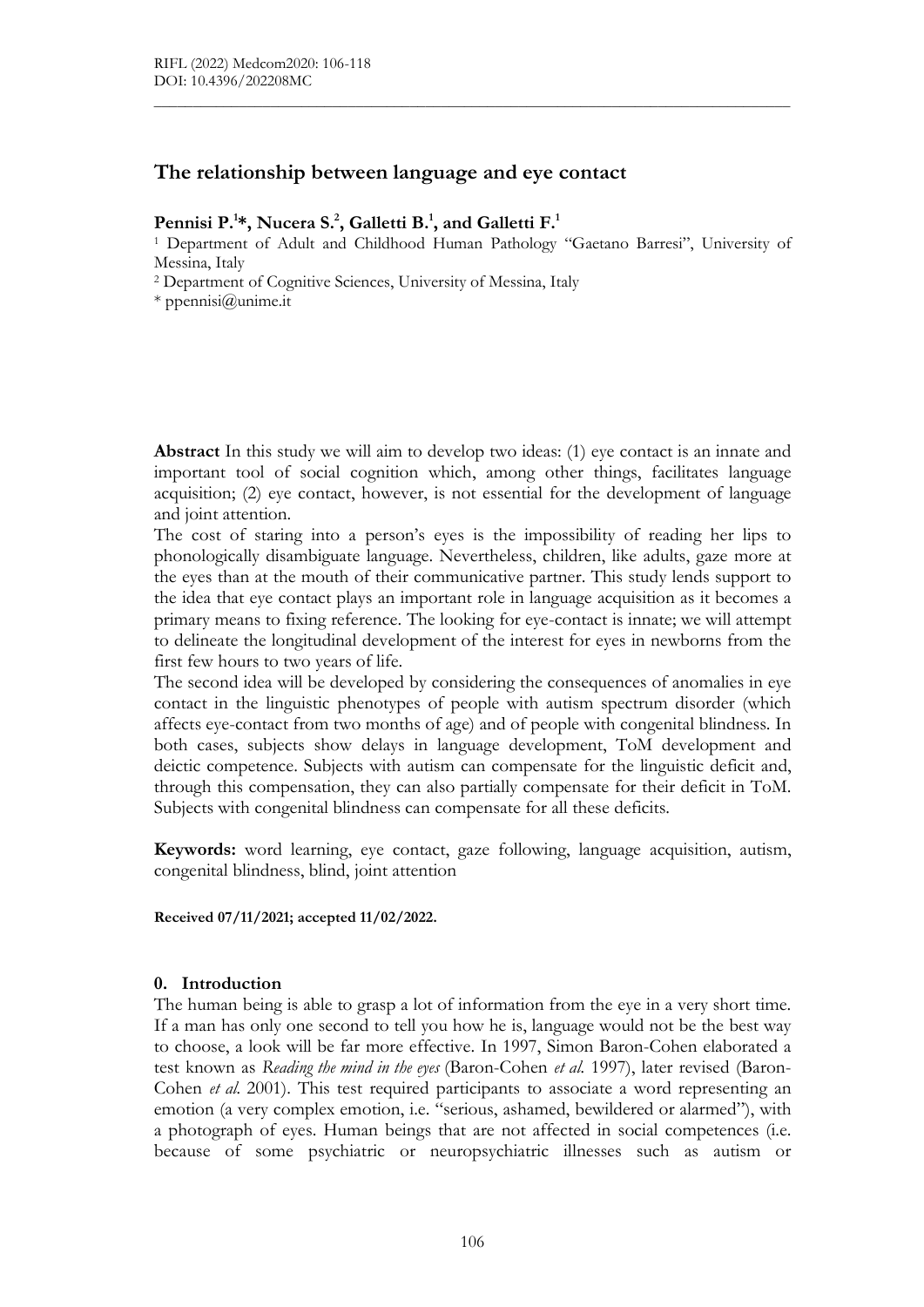# The relationship between language and eye contact

**Pennisi P.[1]*, Nucera S.[2], Galletti B.[1], and Galletti F.[1]**

[1] Department of Adult and Childhood Human Pathology "Gaetano Barresi", University of Messina, Italy

[2] Department of Cognitive Sciences, University of Messina, Italy

\* ppennisi@unime.it

**Abstract** In this study we will aim to develop two ideas: (1) eye contact is an innate and important tool of social cognition which, among other things, facilitates language acquisition; (2) eye contact, however, is not essential for the development of language and joint attention.

The cost of staring into a person's eyes is the impossibility of reading her lips to phonologically disambiguate language. Nevertheless, children, like adults, gaze more at the eyes than at the mouth of their communicative partner. This study lends support to the idea that eye contact plays an important role in language acquisition as it becomes a primary means to fixing reference. The looking for eye-contact is innate; we will attempt to delineate the longitudinal development of the interest for eyes in newborns from the first few hours to two years of life.

The second idea will be developed by considering the consequences of anomalies in eye contact in the linguistic phenotypes of people with autism spectrum disorder (which affects eye-contact from two months of age) and of people with congenital blindness. In both cases, subjects show delays in language development, ToM development and deictic competence. Subjects with autism can compensate for the linguistic deficit and, through this compensation, they can also partially compensate for their deficit in ToM. Subjects with congenital blindness can compensate for all these deficits.

**Keywords:** word learning, eye contact, gaze following, language acquisition, autism, congenital blindness, blind, joint attention

**Received 07/11/2021; accepted 11/02/2022.**

## 0. Introduction

The human being is able to grasp a lot of information from the eye in a very short time. If a man has only one second to tell you how he is, language would not be the best way to choose, a look will be far more effective. In 1997, Simon Baron-Cohen elaborated a test known as *Reading the mind in the eyes* (Baron-Cohen *et al.* 1997), later revised (Baron-Cohen *et al.* 2001). This test required participants to associate a word representing an emotion (a very complex emotion, i.e. "serious, ashamed, bewildered or alarmed"), with a photograph of eyes. Human beings that are not affected in social competences (i.e. because of some psychiatric or neuropsychiatric illnesses such as autism or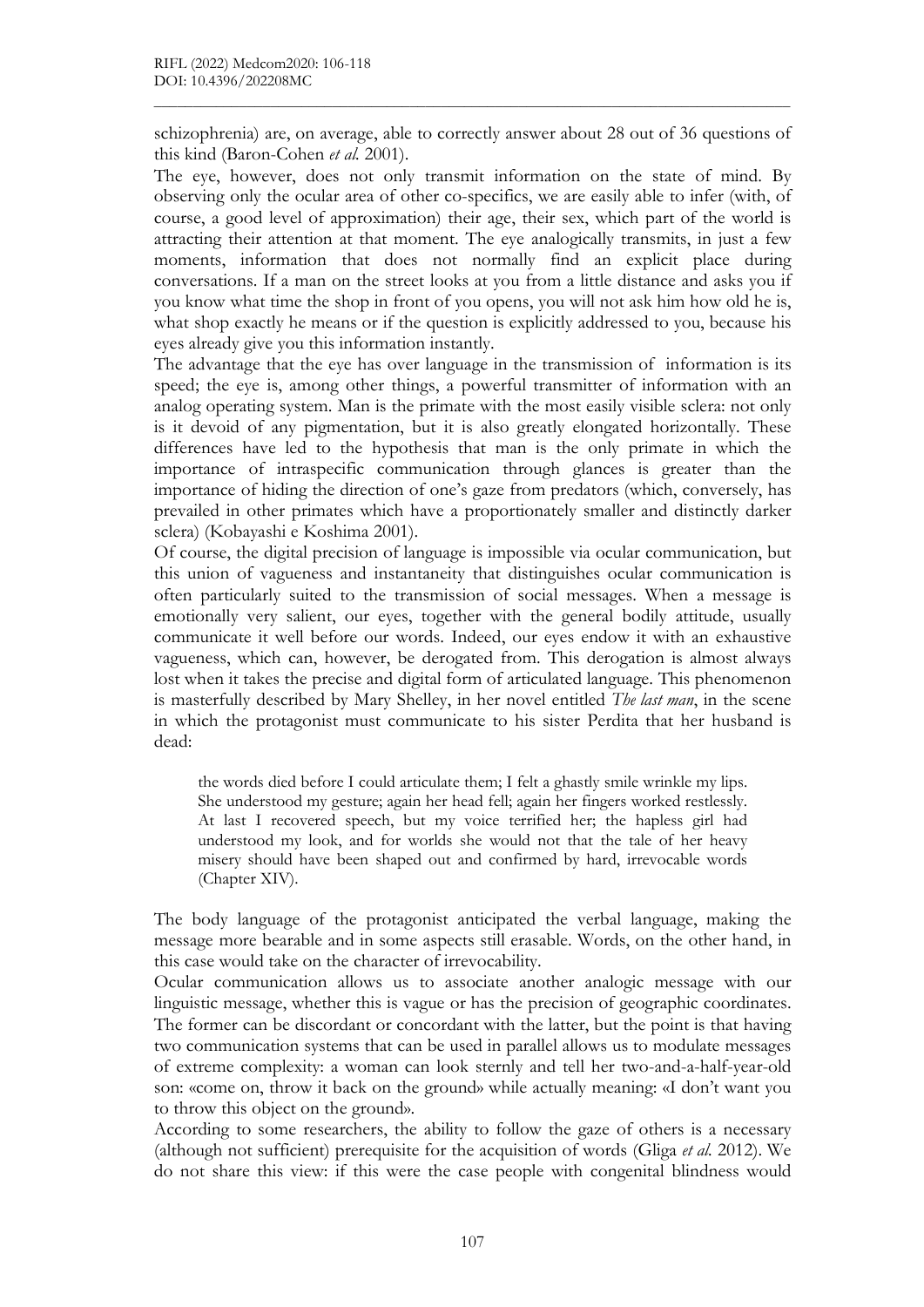schizophrenia) are, on average, able to correctly answer about 28 out of 36 questions of this kind (Baron-Cohen *et al.* 2001).

The eye, however, does not only transmit information on the state of mind. By observing only the ocular area of other co-specifics, we are easily able to infer (with, of course, a good level of approximation) their age, their sex, which part of the world is attracting their attention at that moment. The eye analogically transmits, in just a few moments, information that does not normally find an explicit place during conversations. If a man on the street looks at you from a little distance and asks you if you know what time the shop in front of you opens, you will not ask him how old he is, what shop exactly he means or if the question is explicitly addressed to you, because his eyes already give you this information instantly.

The advantage that the eye has over language in the transmission of information is its speed; the eye is, among other things, a powerful transmitter of information with an analog operating system. Man is the primate with the most easily visible sclera: not only is it devoid of any pigmentation, but it is also greatly elongated horizontally. These differences have led to the hypothesis that man is the only primate in which the importance of intraspecific communication through glances is greater than the importance of hiding the direction of one's gaze from predators (which, conversely, has prevailed in other primates which have a proportionately smaller and distinctly darker sclera) (Kobayashi e Koshima 2001).

Of course, the digital precision of language is impossible via ocular communication, but this union of vagueness and instantaneity that distinguishes ocular communication is often particularly suited to the transmission of social messages. When a message is emotionally very salient, our eyes, together with the general bodily attitude, usually communicate it well before our words. Indeed, our eyes endow it with an exhaustive vagueness, which can, however, be derogated from. This derogation is almost always lost when it takes the precise and digital form of articulated language. This phenomenon is masterfully described by Mary Shelley, in her novel entitled *The last man*, in the scene in which the protagonist must communicate to his sister Perdita that her husband is dead:

> the words died before I could articulate them; I felt a ghastly smile wrinkle my lips. She understood my gesture; again her head fell; again her fingers worked restlessly. At last I recovered speech, but my voice terrified her; the hapless girl had understood my look, and for worlds she would not that the tale of her heavy misery should have been shaped out and confirmed by hard, irrevocable words (Chapter XIV).

The body language of the protagonist anticipated the verbal language, making the message more bearable and in some aspects still erasable. Words, on the other hand, in this case would take on the character of irrevocability.

Ocular communication allows us to associate another analogic message with our linguistic message, whether this is vague or has the precision of geographic coordinates. The former can be discordant or concordant with the latter, but the point is that having two communication systems that can be used in parallel allows us to modulate messages of extreme complexity: a woman can look sternly and tell her two-and-a-half-year-old son: «come on, throw it back on the ground» while actually meaning: «I don't want you to throw this object on the ground».

According to some researchers, the ability to follow the gaze of others is a necessary (although not sufficient) prerequisite for the acquisition of words (Gliga *et al.* 2012). We do not share this view: if this were the case people with congenital blindness would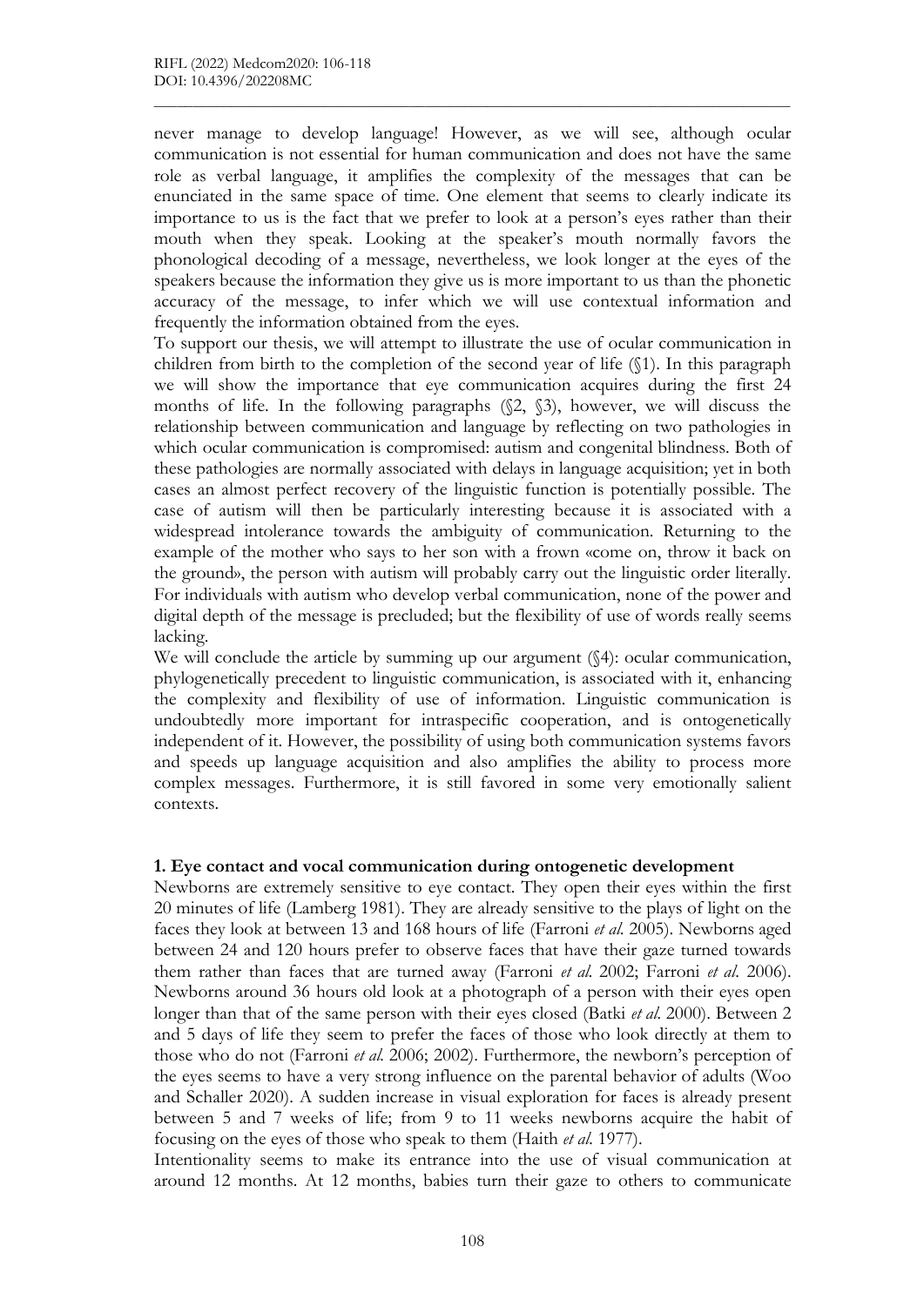never manage to develop language! However, as we will see, although ocular communication is not essential for human communication and does not have the same role as verbal language, it amplifies the complexity of the messages that can be enunciated in the same space of time. One element that seems to clearly indicate its importance to us is the fact that we prefer to look at a person's eyes rather than their mouth when they speak. Looking at the speaker's mouth normally favors the phonological decoding of a message, nevertheless, we look longer at the eyes of the speakers because the information they give us is more important to us than the phonetic accuracy of the message, to infer which we will use contextual information and frequently the information obtained from the eyes.

To support our thesis, we will attempt to illustrate the use of ocular communication in children from birth to the completion of the second year of life (§1). In this paragraph we will show the importance that eye communication acquires during the first 24 months of life. In the following paragraphs (§2, §3), however, we will discuss the relationship between communication and language by reflecting on two pathologies in which ocular communication is compromised: autism and congenital blindness. Both of these pathologies are normally associated with delays in language acquisition; yet in both cases an almost perfect recovery of the linguistic function is potentially possible. The case of autism will then be particularly interesting because it is associated with a widespread intolerance towards the ambiguity of communication. Returning to the example of the mother who says to her son with a frown «come on, throw it back on the ground», the person with autism will probably carry out the linguistic order literally. For individuals with autism who develop verbal communication, none of the power and digital depth of the message is precluded; but the flexibility of use of words really seems lacking.

We will conclude the article by summing up our argument (§4): ocular communication, phylogenetically precedent to linguistic communication, is associated with it, enhancing the complexity and flexibility of use of information. Linguistic communication is undoubtedly more important for intraspecific cooperation, and is ontogenetically independent of it. However, the possibility of using both communication systems favors and speeds up language acquisition and also amplifies the ability to process more complex messages. Furthermore, it is still favored in some very emotionally salient contexts.

## 1. Eye contact and vocal communication during ontogenetic development

Newborns are extremely sensitive to eye contact. They open their eyes within the first 20 minutes of life (Lamberg 1981). They are already sensitive to the plays of light on the faces they look at between 13 and 168 hours of life (Farroni *et al.* 2005). Newborns aged between 24 and 120 hours prefer to observe faces that have their gaze turned towards them rather than faces that are turned away (Farroni *et al.* 2002; Farroni *et al.* 2006). Newborns around 36 hours old look at a photograph of a person with their eyes open longer than that of the same person with their eyes closed (Batki *et al.* 2000). Between 2 and 5 days of life they seem to prefer the faces of those who look directly at them to those who do not (Farroni *et al.* 2006; 2002). Furthermore, the newborn's perception of the eyes seems to have a very strong influence on the parental behavior of adults (Woo and Schaller 2020). A sudden increase in visual exploration for faces is already present between 5 and 7 weeks of life; from 9 to 11 weeks newborns acquire the habit of focusing on the eyes of those who speak to them (Haith *et al.* 1977).

Intentionality seems to make its entrance into the use of visual communication at around 12 months. At 12 months, babies turn their gaze to others to communicate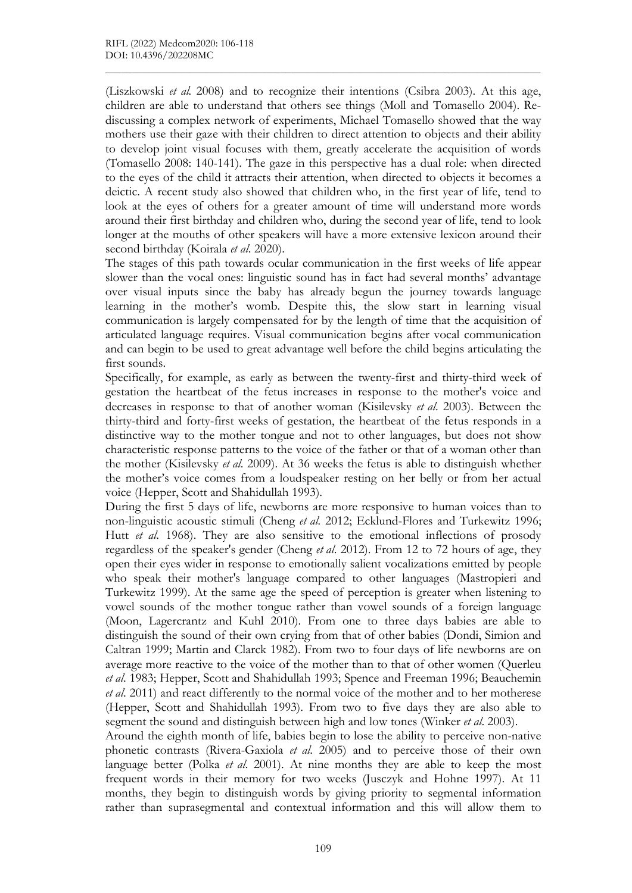(Liszkowski *et al.* 2008) and to recognize their intentions (Csibra 2003). At this age, children are able to understand that others see things (Moll and Tomasello 2004). Re-discussing a complex network of experiments, Michael Tomasello showed that the way mothers use their gaze with their children to direct attention to objects and their ability to develop joint visual focuses with them, greatly accelerate the acquisition of words (Tomasello 2008: 140-141). The gaze in this perspective has a dual role: when directed to the eyes of the child it attracts their attention, when directed to objects it becomes a deictic. A recent study also showed that children who, in the first year of life, tend to look at the eyes of others for a greater amount of time will understand more words around their first birthday and children who, during the second year of life, tend to look longer at the mouths of other speakers will have a more extensive lexicon around their second birthday (Koirala *et al*. 2020).

The stages of this path towards ocular communication in the first weeks of life appear slower than the vocal ones: linguistic sound has in fact had several months' advantage over visual inputs since the baby has already begun the journey towards language learning in the mother's womb. Despite this, the slow start in learning visual communication is largely compensated for by the length of time that the acquisition of articulated language requires. Visual communication begins after vocal communication and can begin to be used to great advantage well before the child begins articulating the first sounds.

Specifically, for example, as early as between the twenty-first and thirty-third week of gestation the heartbeat of the fetus increases in response to the mother's voice and decreases in response to that of another woman (Kisilevsky *et al*. 2003). Between the thirty-third and forty-first weeks of gestation, the heartbeat of the fetus responds in a distinctive way to the mother tongue and not to other languages, but does not show characteristic response patterns to the voice of the father or that of a woman other than the mother (Kisilevsky *et al*. 2009). At 36 weeks the fetus is able to distinguish whether the mother's voice comes from a loudspeaker resting on her belly or from her actual voice (Hepper, Scott and Shahidullah 1993).

During the first 5 days of life, newborns are more responsive to human voices than to non-linguistic acoustic stimuli (Cheng *et al.* 2012; Ecklund-Flores and Turkewitz 1996; Hutt *et al*. 1968). They are also sensitive to the emotional inflections of prosody regardless of the speaker's gender (Cheng *et al*. 2012). From 12 to 72 hours of age, they open their eyes wider in response to emotionally salient vocalizations emitted by people who speak their mother's language compared to other languages (Mastropieri and Turkewitz 1999). At the same age the speed of perception is greater when listening to vowel sounds of the mother tongue rather than vowel sounds of a foreign language (Moon, Lagercrantz and Kuhl 2010). From one to three days babies are able to distinguish the sound of their own crying from that of other babies (Dondi, Simion and Caltran 1999; Martin and Clarck 1982). From two to four days of life newborns are on average more reactive to the voice of the mother than to that of other women (Querleu *et al*. 1983; Hepper, Scott and Shahidullah 1993; Spence and Freeman 1996; Beauchemin *et al*. 2011) and react differently to the normal voice of the mother and to her motherese (Hepper, Scott and Shahidullah 1993). From two to five days they are also able to segment the sound and distinguish between high and low tones (Winker *et al*. 2003).

Around the eighth month of life, babies begin to lose the ability to perceive non-native phonetic contrasts (Rivera-Gaxiola *et al*. 2005) and to perceive those of their own language better (Polka *et al*. 2001). At nine months they are able to keep the most frequent words in their memory for two weeks (Jusczyk and Hohne 1997). At 11 months, they begin to distinguish words by giving priority to segmental information rather than suprasegmental and contextual information and this will allow them to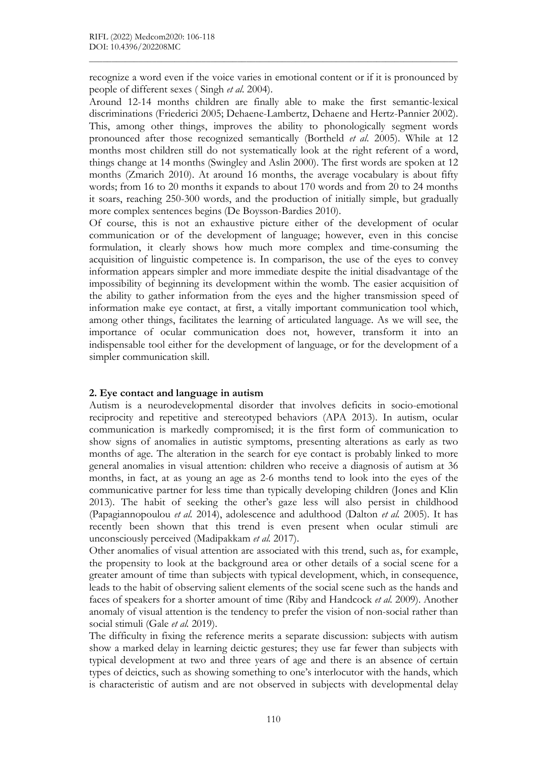recognize a word even if the voice varies in emotional content or if it is pronounced by people of different sexes ( Singh *et al.* 2004).

Around 12-14 months children are finally able to make the first semantic-lexical discriminations (Friederici 2005; Dehaene-Lambertz, Dehaene and Hertz-Pannier 2002). This, among other things, improves the ability to phonologically segment words pronounced after those recognized semantically (Bortheld *et al.* 2005). While at 12 months most children still do not systematically look at the right referent of a word, things change at 14 months (Swingley and Aslin 2000). The first words are spoken at 12 months (Zmarich 2010). At around 16 months, the average vocabulary is about fifty words; from 16 to 20 months it expands to about 170 words and from 20 to 24 months it soars, reaching 250-300 words, and the production of initially simple, but gradually more complex sentences begins (De Boysson-Bardies 2010).

Of course, this is not an exhaustive picture either of the development of ocular communication or of the development of language; however, even in this concise formulation, it clearly shows how much more complex and time-consuming the acquisition of linguistic competence is. In comparison, the use of the eyes to convey information appears simpler and more immediate despite the initial disadvantage of the impossibility of beginning its development within the womb. The easier acquisition of the ability to gather information from the eyes and the higher transmission speed of information make eye contact, at first, a vitally important communication tool which, among other things, facilitates the learning of articulated language. As we will see, the importance of ocular communication does not, however, transform it into an indispensable tool either for the development of language, or for the development of a simpler communication skill.

## 2. Eye contact and language in autism

Autism is a neurodevelopmental disorder that involves deficits in socio-emotional reciprocity and repetitive and stereotyped behaviors (APA 2013). In autism, ocular communication is markedly compromised; it is the first form of communication to show signs of anomalies in autistic symptoms, presenting alterations as early as two months of age. The alteration in the search for eye contact is probably linked to more general anomalies in visual attention: children who receive a diagnosis of autism at 36 months, in fact, at as young an age as 2-6 months tend to look into the eyes of the communicative partner for less time than typically developing children (Jones and Klin 2013). The habit of seeking the other's gaze less will also persist in childhood (Papagiannopoulou *et al.* 2014), adolescence and adulthood (Dalton *et al.* 2005). It has recently been shown that this trend is even present when ocular stimuli are unconsciously perceived (Madipakkam *et al.* 2017).

Other anomalies of visual attention are associated with this trend, such as, for example, the propensity to look at the background area or other details of a social scene for a greater amount of time than subjects with typical development, which, in consequence, leads to the habit of observing salient elements of the social scene such as the hands and faces of speakers for a shorter amount of time (Riby and Handcock *et al.* 2009). Another anomaly of visual attention is the tendency to prefer the vision of non-social rather than social stimuli (Gale *et al.* 2019).

The difficulty in fixing the reference merits a separate discussion: subjects with autism show a marked delay in learning deictic gestures; they use far fewer than subjects with typical development at two and three years of age and there is an absence of certain types of deictics, such as showing something to one's interlocutor with the hands, which is characteristic of autism and are not observed in subjects with developmental delay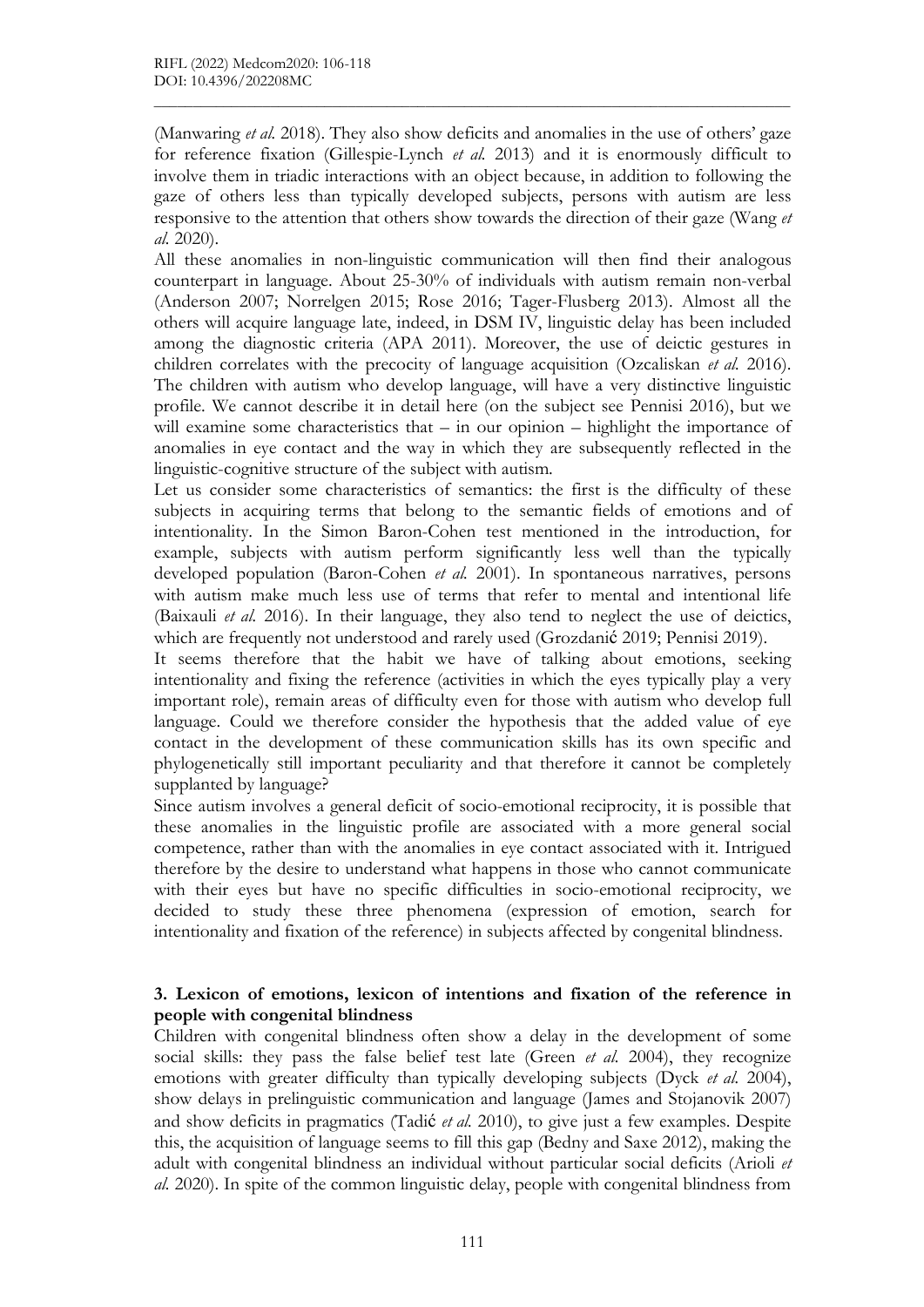(Manwaring *et al.* 2018). They also show deficits and anomalies in the use of others' gaze for reference fixation (Gillespie-Lynch *et al.* 2013) and it is enormously difficult to involve them in triadic interactions with an object because, in addition to following the gaze of others less than typically developed subjects, persons with autism are less responsive to the attention that others show towards the direction of their gaze (Wang *et al.* 2020).

All these anomalies in non-linguistic communication will then find their analogous counterpart in language. About 25-30% of individuals with autism remain non-verbal (Anderson 2007; Norrelgen 2015; Rose 2016; Tager-Flusberg 2013). Almost all the others will acquire language late, indeed, in DSM IV, linguistic delay has been included among the diagnostic criteria (APA 2011). Moreover, the use of deictic gestures in children correlates with the precocity of language acquisition (Ozcaliskan *et al.* 2016). The children with autism who develop language, will have a very distinctive linguistic profile. We cannot describe it in detail here (on the subject see Pennisi 2016), but we will examine some characteristics that – in our opinion – highlight the importance of anomalies in eye contact and the way in which they are subsequently reflected in the linguistic-cognitive structure of the subject with autism.

Let us consider some characteristics of semantics: the first is the difficulty of these subjects in acquiring terms that belong to the semantic fields of emotions and of intentionality. In the Simon Baron-Cohen test mentioned in the introduction, for example, subjects with autism perform significantly less well than the typically developed population (Baron-Cohen *et al.* 2001). In spontaneous narratives, persons with autism make much less use of terms that refer to mental and intentional life (Baixauli *et al.* 2016). In their language, they also tend to neglect the use of deictics, which are frequently not understood and rarely used (Grozdanić 2019; Pennisi 2019).

It seems therefore that the habit we have of talking about emotions, seeking intentionality and fixing the reference (activities in which the eyes typically play a very important role), remain areas of difficulty even for those with autism who develop full language. Could we therefore consider the hypothesis that the added value of eye contact in the development of these communication skills has its own specific and phylogenetically still important peculiarity and that therefore it cannot be completely supplanted by language?

Since autism involves a general deficit of socio-emotional reciprocity, it is possible that these anomalies in the linguistic profile are associated with a more general social competence, rather than with the anomalies in eye contact associated with it. Intrigued therefore by the desire to understand what happens in those who cannot communicate with their eyes but have no specific difficulties in socio-emotional reciprocity, we decided to study these three phenomena (expression of emotion, search for intentionality and fixation of the reference) in subjects affected by congenital blindness.

## 3. Lexicon of emotions, lexicon of intentions and fixation of the reference in people with congenital blindness

Children with congenital blindness often show a delay in the development of some social skills: they pass the false belief test late (Green *et al.* 2004), they recognize emotions with greater difficulty than typically developing subjects (Dyck *et al.* 2004), show delays in prelinguistic communication and language (James and Stojanovik 2007) and show deficits in pragmatics (Tadić *et al.* 2010), to give just a few examples. Despite this, the acquisition of language seems to fill this gap (Bedny and Saxe 2012), making the adult with congenital blindness an individual without particular social deficits (Arioli *et al.* 2020). In spite of the common linguistic delay, people with congenital blindness from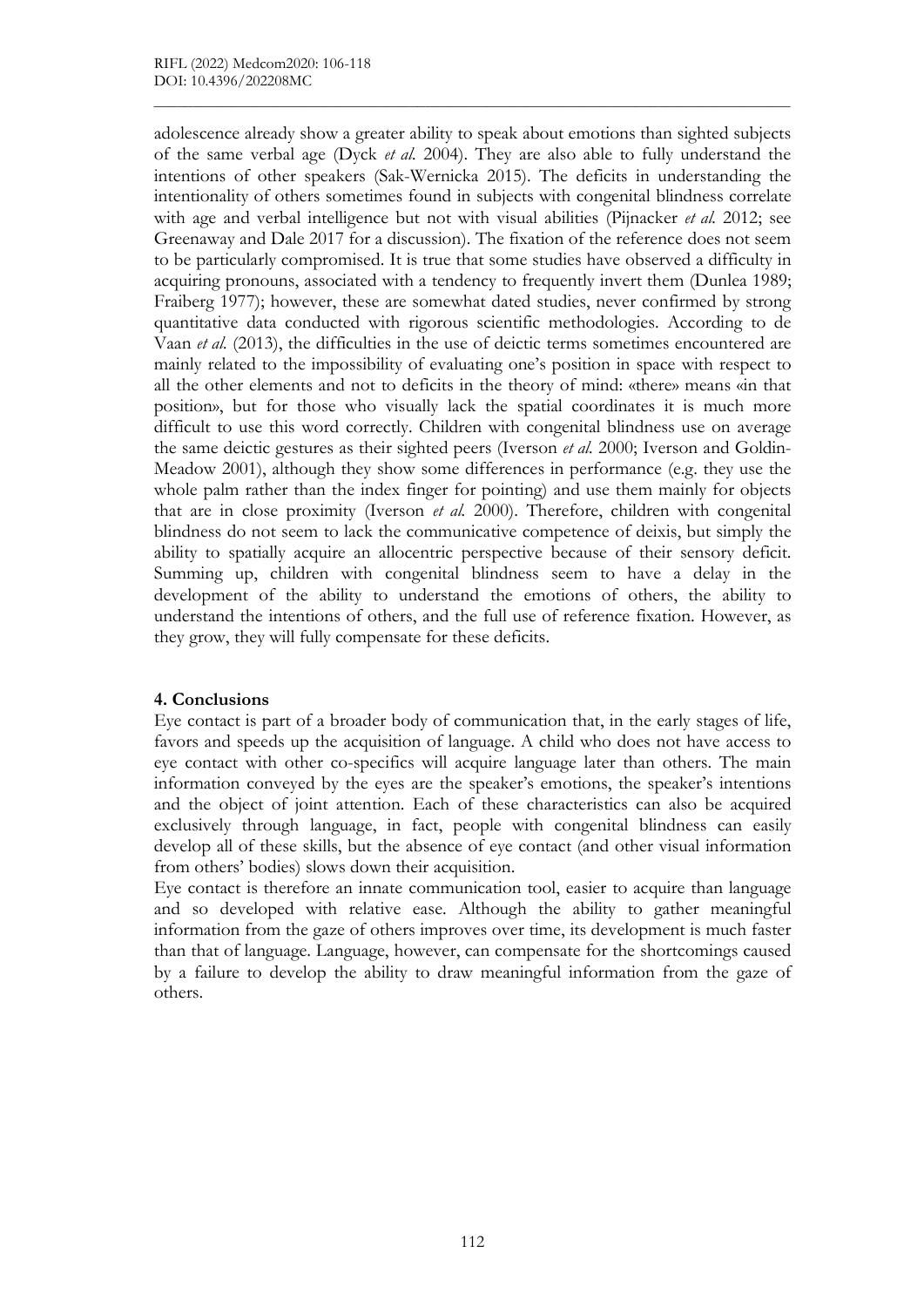adolescence already show a greater ability to speak about emotions than sighted subjects of the same verbal age (Dyck *et al.* 2004). They are also able to fully understand the intentions of other speakers (Sak-Wernicka 2015). The deficits in understanding the intentionality of others sometimes found in subjects with congenital blindness correlate with age and verbal intelligence but not with visual abilities (Pijnacker *et al.* 2012; see Greenaway and Dale 2017 for a discussion). The fixation of the reference does not seem to be particularly compromised. It is true that some studies have observed a difficulty in acquiring pronouns, associated with a tendency to frequently invert them (Dunlea 1989; Fraiberg 1977); however, these are somewhat dated studies, never confirmed by strong quantitative data conducted with rigorous scientific methodologies. According to de Vaan *et al.* (2013), the difficulties in the use of deictic terms sometimes encountered are mainly related to the impossibility of evaluating one's position in space with respect to all the other elements and not to deficits in the theory of mind: «there» means «in that position», but for those who visually lack the spatial coordinates it is much more difficult to use this word correctly. Children with congenital blindness use on average the same deictic gestures as their sighted peers (Iverson *et al.* 2000; Iverson and Goldin-Meadow 2001), although they show some differences in performance (e.g. they use the whole palm rather than the index finger for pointing) and use them mainly for objects that are in close proximity (Iverson *et al.* 2000). Therefore, children with congenital blindness do not seem to lack the communicative competence of deixis, but simply the ability to spatially acquire an allocentric perspective because of their sensory deficit. Summing up, children with congenital blindness seem to have a delay in the development of the ability to understand the emotions of others, the ability to understand the intentions of others, and the full use of reference fixation. However, as they grow, they will fully compensate for these deficits.

## 4. Conclusions

Eye contact is part of a broader body of communication that, in the early stages of life, favors and speeds up the acquisition of language. A child who does not have access to eye contact with other co-specifics will acquire language later than others. The main information conveyed by the eyes are the speaker's emotions, the speaker's intentions and the object of joint attention. Each of these characteristics can also be acquired exclusively through language, in fact, people with congenital blindness can easily develop all of these skills, but the absence of eye contact (and other visual information from others' bodies) slows down their acquisition.

Eye contact is therefore an innate communication tool, easier to acquire than language and so developed with relative ease. Although the ability to gather meaningful information from the gaze of others improves over time, its development is much faster than that of language. Language, however, can compensate for the shortcomings caused by a failure to develop the ability to draw meaningful information from the gaze of others.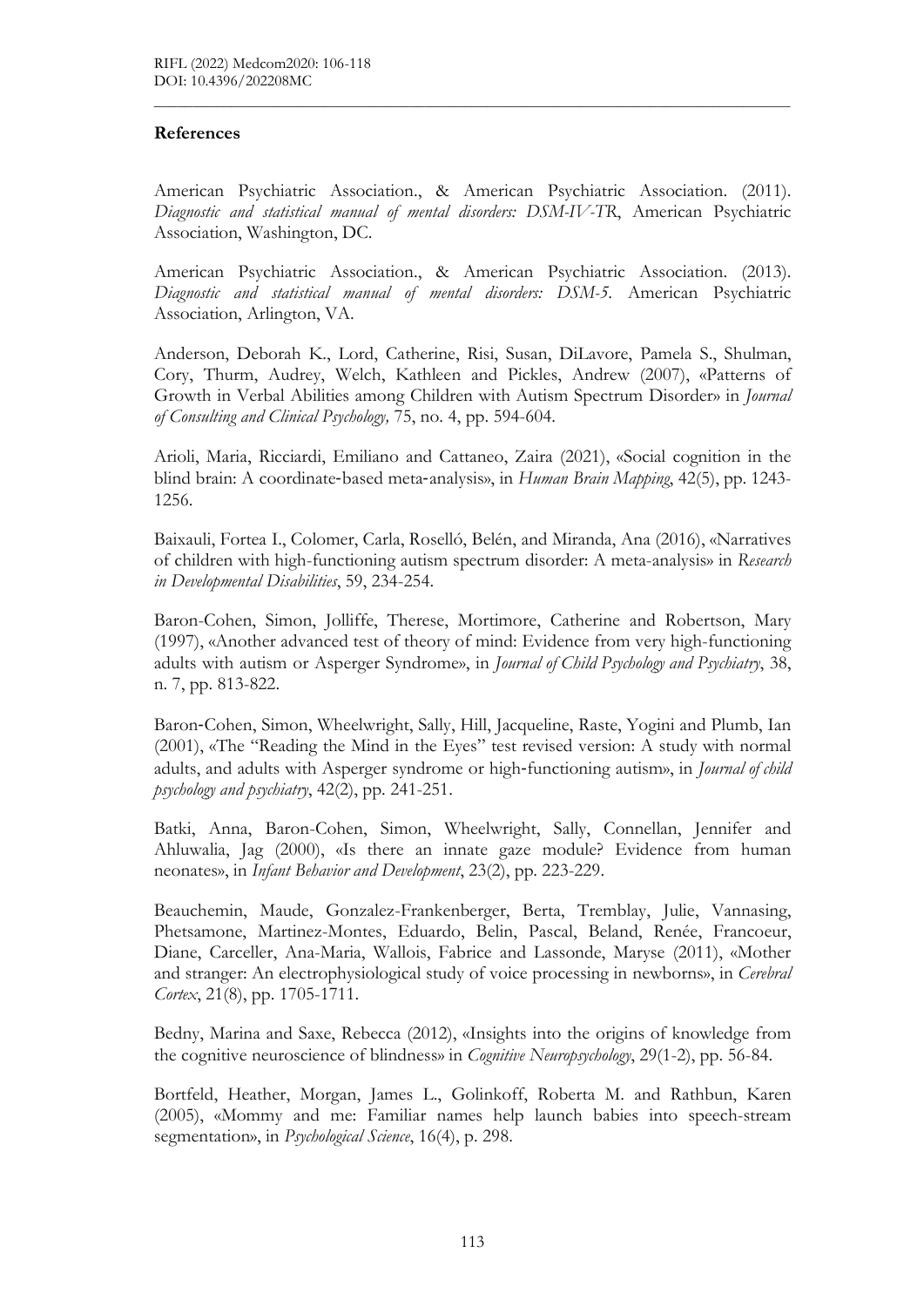## References

American Psychiatric Association., & American Psychiatric Association. (2011). *Diagnostic and statistical manual of mental disorders: DSM-IV-TR*, American Psychiatric Association, Washington, DC.

American Psychiatric Association., & American Psychiatric Association. (2013). *Diagnostic and statistical manual of mental disorders: DSM-5*. American Psychiatric Association, Arlington, VA.

Anderson, Deborah K., Lord, Catherine, Risi, Susan, DiLavore, Pamela S., Shulman, Cory, Thurm, Audrey, Welch, Kathleen and Pickles, Andrew (2007), «Patterns of Growth in Verbal Abilities among Children with Autism Spectrum Disorder» in *Journal of Consulting and Clinical Psychology,* 75, no. 4, pp. 594-604.

Arioli, Maria, Ricciardi, Emiliano and Cattaneo, Zaira (2021), «Social cognition in the blind brain: A coordinate‐based meta‐analysis», in *Human Brain Mapping*, 42(5), pp. 1243-1256.

Baixauli, Fortea I., Colomer, Carla, Roselló, Belén, and Miranda, Ana (2016), «Narratives of children with high-functioning autism spectrum disorder: A meta-analysis» in *Research in Developmental Disabilities*, 59, 234-254.

Baron-Cohen, Simon, Jolliffe, Therese, Mortimore, Catherine and Robertson, Mary (1997), «Another advanced test of theory of mind: Evidence from very high-functioning adults with autism or Asperger Syndrome», in *Journal of Child Psychology and Psychiatry*, 38, n. 7, pp. 813-822.

Baron‐Cohen, Simon, Wheelwright, Sally, Hill, Jacqueline, Raste, Yogini and Plumb, Ian (2001), «The "Reading the Mind in the Eyes" test revised version: A study with normal adults, and adults with Asperger syndrome or high‐functioning autism», in *Journal of child psychology and psychiatry*, 42(2), pp. 241-251.

Batki, Anna, Baron-Cohen, Simon, Wheelwright, Sally, Connellan, Jennifer and Ahluwalia, Jag (2000), «Is there an innate gaze module? Evidence from human neonates», in *Infant Behavior and Development*, 23(2), pp. 223-229.

Beauchemin, Maude, Gonzalez-Frankenberger, Berta, Tremblay, Julie, Vannasing, Phetsamone, Martinez-Montes, Eduardo, Belin, Pascal, Beland, Renée, Francoeur, Diane, Carceller, Ana-Maria, Wallois, Fabrice and Lassonde, Maryse (2011), «Mother and stranger: An electrophysiological study of voice processing in newborns», in *Cerebral Cortex*, 21(8), pp. 1705-1711.

Bedny, Marina and Saxe, Rebecca (2012), «Insights into the origins of knowledge from the cognitive neuroscience of blindness» in *Cognitive Neuropsychology*, 29(1-2), pp. 56-84.

Bortfeld, Heather, Morgan, James L., Golinkoff, Roberta M. and Rathbun, Karen (2005), «Mommy and me: Familiar names help launch babies into speech-stream segmentation», in *Psychological Science*, 16(4), p. 298.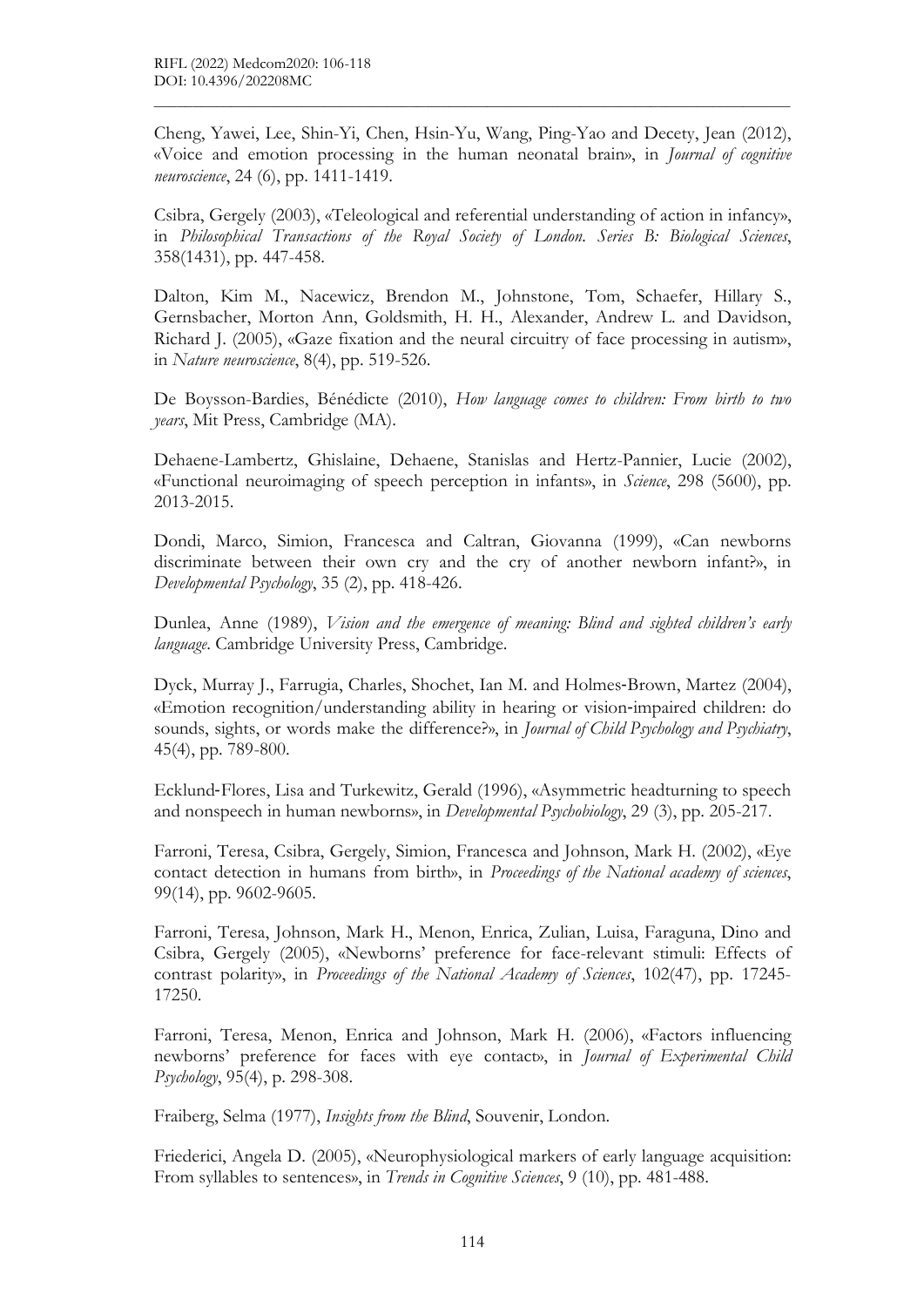Cheng, Yawei, Lee, Shin-Yi, Chen, Hsin-Yu, Wang, Ping-Yao and Decety, Jean (2012), «Voice and emotion processing in the human neonatal brain», in *Journal of cognitive neuroscience*, 24 (6), pp. 1411-1419.

Csibra, Gergely (2003), «Teleological and referential understanding of action in infancy», in *Philosophical Transactions of the Royal Society of London. Series B: Biological Sciences*, 358(1431), pp. 447-458.

Dalton, Kim M., Nacewicz, Brendon M., Johnstone, Tom, Schaefer, Hillary S., Gernsbacher, Morton Ann, Goldsmith, H. H., Alexander, Andrew L. and Davidson, Richard J. (2005), «Gaze fixation and the neural circuitry of face processing in autism», in *Nature neuroscience*, 8(4), pp. 519-526.

De Boysson-Bardies, Bénédicte (2010), *How language comes to children: From birth to two years*, Mit Press, Cambridge (MA).

Dehaene-Lambertz, Ghislaine, Dehaene, Stanislas and Hertz-Pannier, Lucie (2002), «Functional neuroimaging of speech perception in infants», in *Science*, 298 (5600), pp. 2013-2015.

Dondi, Marco, Simion, Francesca and Caltran, Giovanna (1999), «Can newborns discriminate between their own cry and the cry of another newborn infant?», in *Developmental Psychology*, 35 (2), pp. 418-426.

Dunlea, Anne (1989), *Vision and the emergence of meaning: Blind and sighted children's early language*. Cambridge University Press, Cambridge.

Dyck, Murray J., Farrugia, Charles, Shochet, Ian M. and Holmes‐Brown, Martez (2004), «Emotion recognition/understanding ability in hearing or vision‐impaired children: do sounds, sights, or words make the difference?», in *Journal of Child Psychology and Psychiatry*, 45(4), pp. 789-800.

Ecklund‐Flores, Lisa and Turkewitz, Gerald (1996), «Asymmetric headturning to speech and nonspeech in human newborns», in *Developmental Psychobiology*, 29 (3), pp. 205-217.

Farroni, Teresa, Csibra, Gergely, Simion, Francesca and Johnson, Mark H. (2002), «Eye contact detection in humans from birth», in *Proceedings of the National academy of sciences*, 99(14), pp. 9602-9605.

Farroni, Teresa, Johnson, Mark H., Menon, Enrica, Zulian, Luisa, Faraguna, Dino and Csibra, Gergely (2005), «Newborns' preference for face-relevant stimuli: Effects of contrast polarity», in *Proceedings of the National Academy of Sciences*, 102(47), pp. 17245-17250.

Farroni, Teresa, Menon, Enrica and Johnson, Mark H. (2006), «Factors influencing newborns' preference for faces with eye contact», in *Journal of Experimental Child Psychology*, 95(4), p. 298-308.

Fraiberg, Selma (1977), *Insights from the Blind*, Souvenir, London.

Friederici, Angela D. (2005), «Neurophysiological markers of early language acquisition: From syllables to sentences», in *Trends in Cognitive Sciences*, 9 (10), pp. 481-488.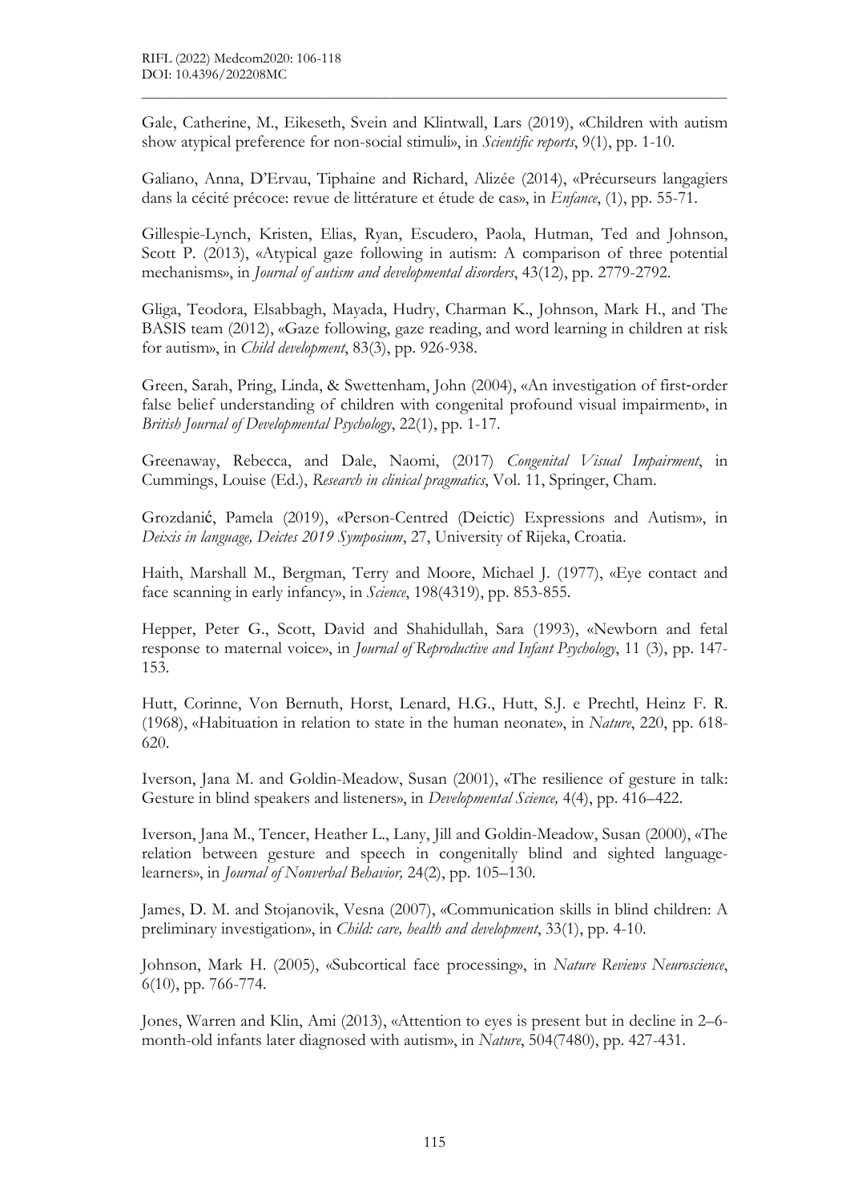Gale, Catherine, M., Eikeseth, Svein and Klintwall, Lars (2019), «Children with autism show atypical preference for non-social stimuli», in *Scientific reports*, 9(1), pp. 1-10.

Galiano, Anna, D'Ervau, Tiphaine and Richard, Alizée (2014), «Précurseurs langagiers dans la cécité précoce: revue de littérature et étude de cas», in *Enfance*, (1), pp. 55-71.

Gillespie-Lynch, Kristen, Elias, Ryan, Escudero, Paola, Hutman, Ted and Johnson, Scott P. (2013), «Atypical gaze following in autism: A comparison of three potential mechanisms», in *Journal of autism and developmental disorders*, 43(12), pp. 2779-2792.

Gliga, Teodora, Elsabbagh, Mayada, Hudry, Charman K., Johnson, Mark H., and The BASIS team (2012), «Gaze following, gaze reading, and word learning in children at risk for autism», in *Child development*, 83(3), pp. 926-938.

Green, Sarah, Pring, Linda, & Swettenham, John (2004), «An investigation of first-order false belief understanding of children with congenital profound visual impairment», in *British Journal of Developmental Psychology*, 22(1), pp. 1-17.

Greenaway, Rebecca, and Dale, Naomi, (2017) *Congenital Visual Impairment*, in Cummings, Louise (Ed.), *Research in clinical pragmatics*, Vol. 11, Springer, Cham.

Grozdanić, Pamela (2019), «Person-Centred (Deictic) Expressions and Autism», in *Deixis in language, Deictes 2019 Symposium*, 27, University of Rijeka, Croatia.

Haith, Marshall M., Bergman, Terry and Moore, Michael J. (1977), «Eye contact and face scanning in early infancy», in *Science*, 198(4319), pp. 853-855.

Hepper, Peter G., Scott, David and Shahidullah, Sara (1993), «Newborn and fetal response to maternal voice», in *Journal of Reproductive and Infant Psychology*, 11 (3), pp. 147-153.

Hutt, Corinne, Von Bernuth, Horst, Lenard, H.G., Hutt, S.J. e Prechtl, Heinz F. R. (1968), «Habituation in relation to state in the human neonate», in *Nature*, 220, pp. 618-620.

Iverson, Jana M. and Goldin-Meadow, Susan (2001), «The resilience of gesture in talk: Gesture in blind speakers and listeners», in *Developmental Science,* 4(4), pp. 416–422.

Iverson, Jana M., Tencer, Heather L., Lany, Jill and Goldin-Meadow, Susan (2000), «The relation between gesture and speech in congenitally blind and sighted language-learners», in *Journal of Nonverbal Behavior,* 24(2), pp. 105–130.

James, D. M. and Stojanovik, Vesna (2007), «Communication skills in blind children: A preliminary investigation», in *Child: care, health and development*, 33(1), pp. 4-10.

Johnson, Mark H. (2005), «Subcortical face processing», in *Nature Reviews Neuroscience*, 6(10), pp. 766-774.

Jones, Warren and Klin, Ami (2013), «Attention to eyes is present but in decline in 2–6-month-old infants later diagnosed with autism», in *Nature*, 504(7480), pp. 427-431.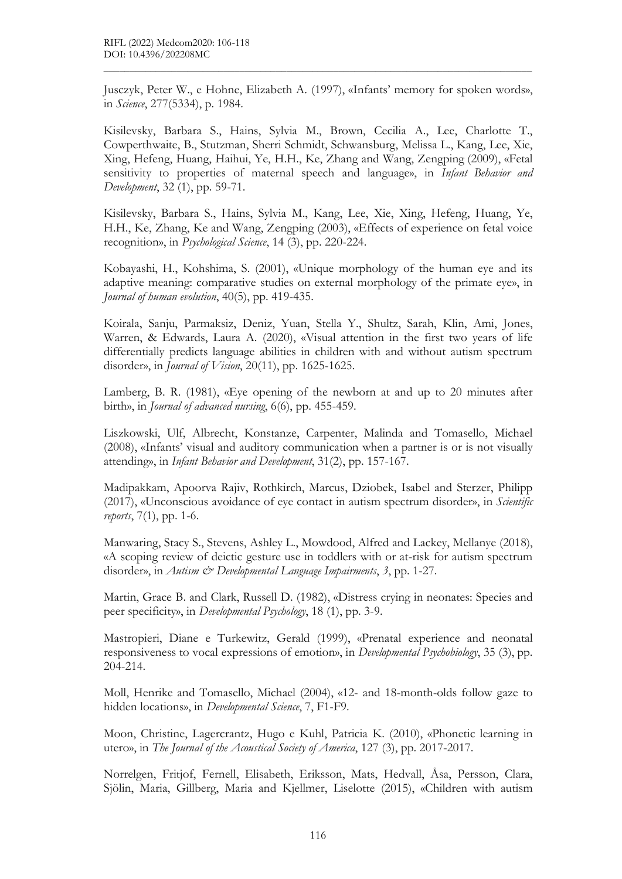Jusczyk, Peter W., e Hohne, Elizabeth A. (1997), «Infants' memory for spoken words», in *Science*, 277(5334), p. 1984.

Kisilevsky, Barbara S., Hains, Sylvia M., Brown, Cecilia A., Lee, Charlotte T., Cowperthwaite, B., Stutzman, Sherri Schmidt, Schwansburg, Melissa L., Kang, Lee, Xie, Xing, Hefeng, Huang, Haihui, Ye, H.H., Ke, Zhang and Wang, Zengping (2009), «Fetal sensitivity to properties of maternal speech and language», in *Infant Behavior and Development*, 32 (1), pp. 59-71.

Kisilevsky, Barbara S., Hains, Sylvia M., Kang, Lee, Xie, Xing, Hefeng, Huang, Ye, H.H., Ke, Zhang, Ke and Wang, Zengping (2003), «Effects of experience on fetal voice recognition», in *Psychological Science*, 14 (3), pp. 220-224.

Kobayashi, H., Kohshima, S. (2001), «Unique morphology of the human eye and its adaptive meaning: comparative studies on external morphology of the primate eye», in *Journal of human evolution*, 40(5), pp. 419-435.

Koirala, Sanju, Parmaksiz, Deniz, Yuan, Stella Y., Shultz, Sarah, Klin, Ami, Jones, Warren, & Edwards, Laura A. (2020), «Visual attention in the first two years of life differentially predicts language abilities in children with and without autism spectrum disorder», in *Journal of Vision*, 20(11), pp. 1625-1625.

Lamberg, B. R. (1981), «Eye opening of the newborn at and up to 20 minutes after birth», in *Journal of advanced nursing*, 6(6), pp. 455-459.

Liszkowski, Ulf, Albrecht, Konstanze, Carpenter, Malinda and Tomasello, Michael (2008), «Infants' visual and auditory communication when a partner is or is not visually attending», in *Infant Behavior and Development*, 31(2), pp. 157-167.

Madipakkam, Apoorva Rajiv, Rothkirch, Marcus, Dziobek, Isabel and Sterzer, Philipp (2017), «Unconscious avoidance of eye contact in autism spectrum disorder», in *Scientific reports*, 7(1), pp. 1-6.

Manwaring, Stacy S., Stevens, Ashley L., Mowdood, Alfred and Lackey, Mellanye (2018), «A scoping review of deictic gesture use in toddlers with or at-risk for autism spectrum disorder», in *Autism & Developmental Language Impairments*, *3*, pp. 1-27.

Martin, Grace B. and Clark, Russell D. (1982), «Distress crying in neonates: Species and peer specificity», in *Developmental Psychology*, 18 (1), pp. 3-9.

Mastropieri, Diane e Turkewitz, Gerald (1999), «Prenatal experience and neonatal responsiveness to vocal expressions of emotion», in *Developmental Psychobiology*, 35 (3), pp. 204-214.

Moll, Henrike and Tomasello, Michael (2004), «12- and 18-month-olds follow gaze to hidden locations», in *Developmental Science*, 7, F1-F9.

Moon, Christine, Lagercrantz, Hugo e Kuhl, Patricia K. (2010), «Phonetic learning in utero», in *The Journal of the Acoustical Society of America*, 127 (3), pp. 2017-2017.

Norrelgen, Fritjof, Fernell, Elisabeth, Eriksson, Mats, Hedvall, Åsa, Persson, Clara, Sjölin, Maria, Gillberg, Maria and Kjellmer, Liselotte (2015), «Children with autism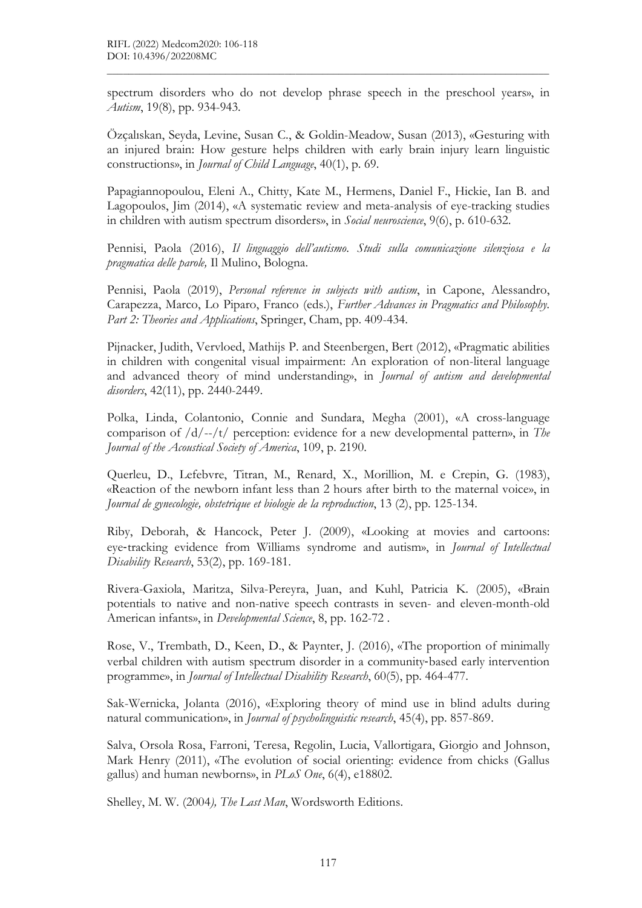spectrum disorders who do not develop phrase speech in the preschool years», in *Autism*, 19(8), pp. 934-943.

Özçalışkan, Seyda, Levine, Susan C., & Goldin-Meadow, Susan (2013), «Gesturing with an injured brain: How gesture helps children with early brain injury learn linguistic constructions», in *Journal of Child Language*, 40(1), p. 69.

Papagiannopoulou, Eleni A., Chitty, Kate M., Hermens, Daniel F., Hickie, Ian B. and Lagopoulos, Jim (2014), «A systematic review and meta-analysis of eye-tracking studies in children with autism spectrum disorders», in *Social neuroscience*, 9(6), p. 610-632.

Pennisi, Paola (2016), *Il linguaggio dell'autismo. Studi sulla comunicazione silenziosa e la pragmatica delle parole,* Il Mulino, Bologna.

Pennisi, Paola (2019), *Personal reference in subjects with autism*, in Capone, Alessandro, Carapezza, Marco, Lo Piparo, Franco (eds.), *Further Advances in Pragmatics and Philosophy. Part 2: Theories and Applications*, Springer, Cham, pp. 409-434.

Pijnacker, Judith, Vervloed, Mathijs P. and Steenbergen, Bert (2012), «Pragmatic abilities in children with congenital visual impairment: An exploration of non-literal language and advanced theory of mind understanding», in *Journal of autism and developmental disorders*, 42(11), pp. 2440-2449.

Polka, Linda, Colantonio, Connie and Sundara, Megha (2001), «A cross-language comparison of /d/--/t/ perception: evidence for a new developmental pattern», in *The Journal of the Acoustical Society of America*, 109, p. 2190.

Querleu, D., Lefebvre, Titran, M., Renard, X., Morillion, M. e Crepin, G. (1983), «Reaction of the newborn infant less than 2 hours after birth to the maternal voice», in *Journal de gynecologie, obstetrique et biologie de la reproduction*, 13 (2), pp. 125-134.

Riby, Deborah, & Hancock, Peter J. (2009), «Looking at movies and cartoons: eye-tracking evidence from Williams syndrome and autism», in *Journal of Intellectual Disability Research*, 53(2), pp. 169-181.

Rivera-Gaxiola, Maritza, Silva-Pereyra, Juan, and Kuhl, Patricia K. (2005), «Brain potentials to native and non-native speech contrasts in seven- and eleven-month-old American infants», in *Developmental Science*, 8, pp. 162-72 .

Rose, V., Trembath, D., Keen, D., & Paynter, J. (2016), «The proportion of minimally verbal children with autism spectrum disorder in a community-based early intervention programme», in *Journal of Intellectual Disability Research*, 60(5), pp. 464-477.

Sak-Wernicka, Jolanta (2016), «Exploring theory of mind use in blind adults during natural communication», in *Journal of psycholinguistic research*, 45(4), pp. 857-869.

Salva, Orsola Rosa, Farroni, Teresa, Regolin, Lucia, Vallortigara, Giorgio and Johnson, Mark Henry (2011), «The evolution of social orienting: evidence from chicks (Gallus gallus) and human newborns», in *PLoS One*, 6(4), e18802.

Shelley, M. W. (2004*), The Last Man*, Wordsworth Editions.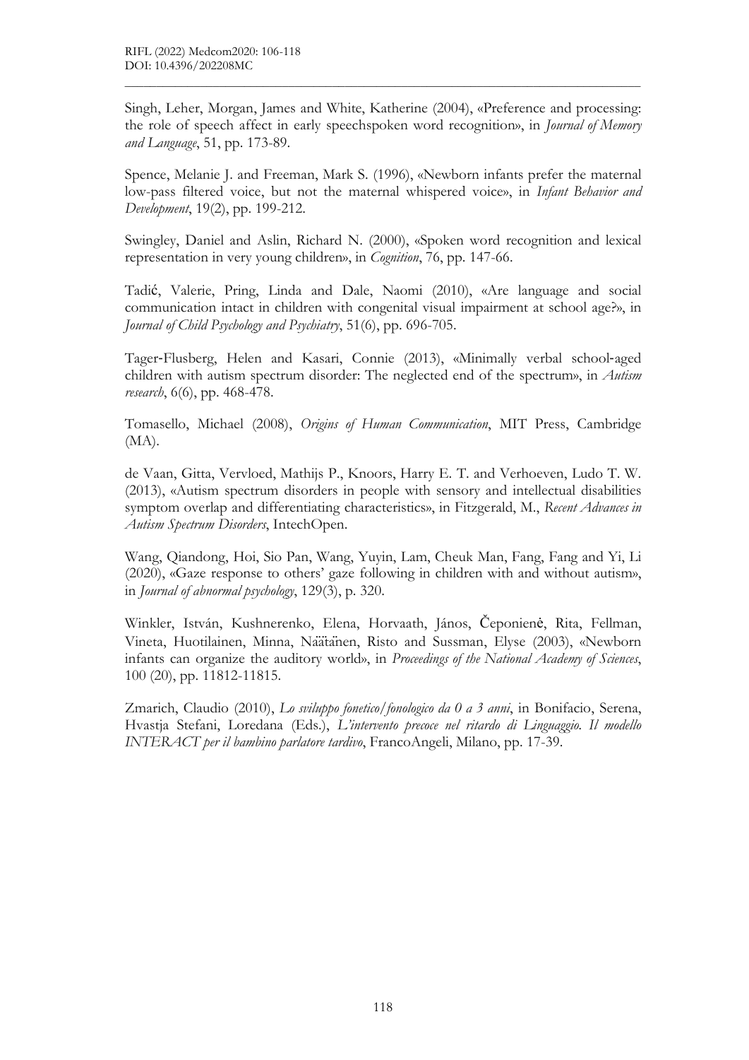Singh, Leher, Morgan, James and White, Katherine (2004), «Preference and processing: the role of speech affect in early speechspoken word recognition», in *Journal of Memory and Language*, 51, pp. 173-89.

Spence, Melanie J. and Freeman, Mark S. (1996), «Newborn infants prefer the maternal low-pass filtered voice, but not the maternal whispered voice», in *Infant Behavior and Development*, 19(2), pp. 199-212.

Swingley, Daniel and Aslin, Richard N. (2000), «Spoken word recognition and lexical representation in very young children», in *Cognition*, 76, pp. 147-66.

Tadić, Valerie, Pring, Linda and Dale, Naomi (2010), «Are language and social communication intact in children with congenital visual impairment at school age?», in *Journal of Child Psychology and Psychiatry*, 51(6), pp. 696-705.

Tager‐Flusberg, Helen and Kasari, Connie (2013), «Minimally verbal school‐aged children with autism spectrum disorder: The neglected end of the spectrum», in *Autism research*, 6(6), pp. 468-478.

Tomasello, Michael (2008), *Origins of Human Communication*, MIT Press, Cambridge (MA).

de Vaan, Gitta, Vervloed, Mathijs P., Knoors, Harry E. T. and Verhoeven, Ludo T. W. (2013), «Autism spectrum disorders in people with sensory and intellectual disabilities symptom overlap and differentiating characteristics», in Fitzgerald, M., *Recent Advances in Autism Spectrum Disorders*, IntechOpen.

Wang, Qiandong, Hoi, Sio Pan, Wang, Yuyin, Lam, Cheuk Man, Fang, Fang and Yi, Li (2020), «Gaze response to others' gaze following in children with and without autism», in *Journal of abnormal psychology*, 129(3), p. 320.

Winkler, István, Kushnerenko, Elena, Horvaath, János, Čeponienė, Rita, Fellman, Vineta, Huotilainen, Minna, Näätänen, Risto and Sussman, Elyse (2003), «Newborn infants can organize the auditory world», in *Proceedings of the National Academy of Sciences*, 100 (20), pp. 11812-11815.

Zmarich, Claudio (2010), *Lo sviluppo fonetico/fonologico da 0 a 3 anni*, in Bonifacio, Serena, Hvastja Stefani, Loredana (Eds.), *L'intervento precoce nel ritardo di Linguaggio. Il modello INTERACT per il bambino parlatore tardivo*, FrancoAngeli, Milano, pp. 17-39.